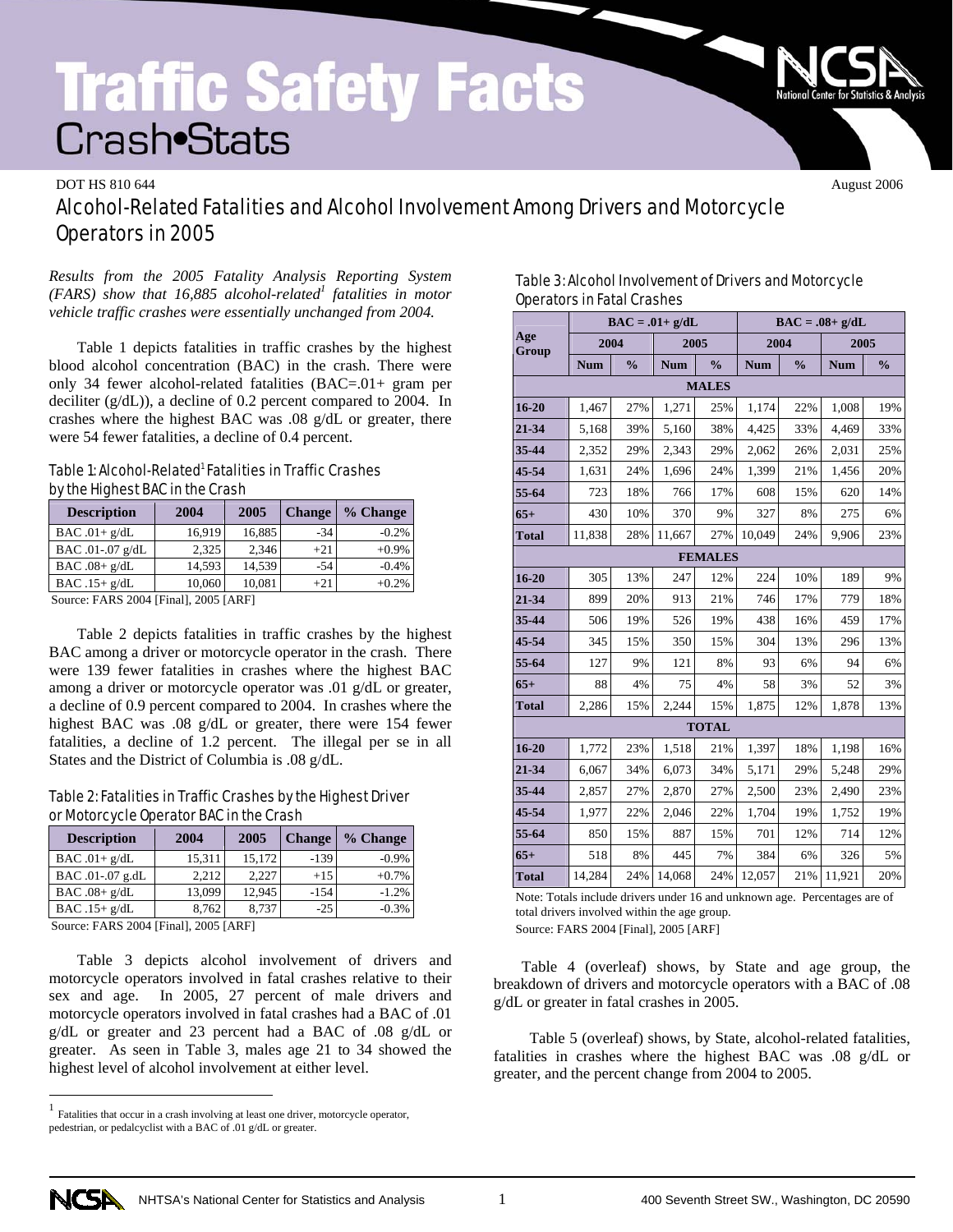# Traffic Safety Facts

## Crash•Stats

DOT HS 810 644 | August 2006

## Alcohol-Related Fatalities and Alcohol Involvement Among Drivers and Motorcycle Operators in 2005

*Results from the 2005 Fatality Analysis Reporting System (FARS) show that 16,885 alcohol-related[1] fatalities in motor vehicle traffic crashes were essentially unchanged from 2004.*

Table 1 depicts fatalities in traffic crashes by the highest blood alcohol concentration (BAC) in the crash. There were only 34 fewer alcohol-related fatalities (BAC=.01+ gram per deciliter (g/dL)), a decline of 0.2 percent compared to 2004. In crashes where the highest BAC was .08 g/dL or greater, there were 54 fewer fatalities, a decline of 0.4 percent.

**Table 1: Alcohol-Related[1] Fatalities in Traffic Crashes by the Highest BAC in the Crash**

| Description | 2004 | 2005 | Change | % Change |
|---|---|---|---|---|
| BAC .01+ g/dL | 16,919 | 16,885 | -34 | -0.2% |
| BAC .01-.07 g/dL | 2,325 | 2,346 | +21 | +0.9% |
| BAC .08+ g/dL | 14,593 | 14,539 | -54 | -0.4% |
| BAC .15+ g/dL | 10,060 | 10,081 | +21 | +0.2% |

Source: FARS 2004 [Final], 2005 [ARF]

Table 2 depicts fatalities in traffic crashes by the highest BAC among a driver or motorcycle operator in the crash. There were 139 fewer fatalities in crashes where the highest BAC among a driver or motorcycle operator was .01 g/dL or greater, a decline of 0.9 percent compared to 2004. In crashes where the highest BAC was .08 g/dL or greater, there were 154 fewer fatalities, a decline of 1.2 percent. The illegal per se in all States and the District of Columbia is .08 g/dL.

**Table 2: Fatalities in Traffic Crashes by the Highest Driver or Motorcycle Operator BAC in the Crash**

| Description | 2004 | 2005 | Change | % Change |
|---|---|---|---|---|
| BAC .01+ g/dL | 15,311 | 15,172 | -139 | -0.9% |
| BAC .01-.07 g.dL | 2,212 | 2,227 | +15 | +0.7% |
| BAC .08+ g/dL | 13,099 | 12,945 | -154 | -1.2% |
| BAC .15+ g/dL | 8,762 | 8,737 | -25 | -0.3% |

Source: FARS 2004 [Final], 2005 [ARF]

Table 3 depicts alcohol involvement of drivers and motorcycle operators involved in fatal crashes relative to their sex and age. In 2005, 27 percent of male drivers and motorcycle operators involved in fatal crashes had a BAC of .01 g/dL or greater and 23 percent had a BAC of .08 g/dL or greater. As seen in Table 3, males age 21 to 34 showed the highest level of alcohol involvement at either level.

**Table 3: Alcohol Involvement of Drivers and Motorcycle Operators in Fatal Crashes**

| Age Group | BAC = .01+ g/dL | | | | BAC = .08+ g/dL | | | |
|---|---|---|---|---|---|---|---|---|
| | 2004 | | 2005 | | 2004 | | 2005 | |
| | Num | % | Num | % | Num | % | Num | % |
| **MALES** | | | | | | | | |
| 16-20 | 1,467 | 27% | 1,271 | 25% | 1,174 | 22% | 1,008 | 19% |
| 21-34 | 5,168 | 39% | 5,160 | 38% | 4,425 | 33% | 4,469 | 33% |
| 35-44 | 2,352 | 29% | 2,343 | 29% | 2,062 | 26% | 2,031 | 25% |
| 45-54 | 1,631 | 24% | 1,696 | 24% | 1,399 | 21% | 1,456 | 20% |
| 55-64 | 723 | 18% | 766 | 17% | 608 | 15% | 620 | 14% |
| 65+ | 430 | 10% | 370 | 9% | 327 | 8% | 275 | 6% |
| Total | 11,838 | 28% | 11,667 | 27% | 10,049 | 24% | 9,906 | 23% |
| **FEMALES** | | | | | | | | |
| 16-20 | 305 | 13% | 247 | 12% | 224 | 10% | 189 | 9% |
| 21-34 | 899 | 20% | 913 | 21% | 746 | 17% | 779 | 18% |
| 35-44 | 506 | 19% | 526 | 19% | 438 | 16% | 459 | 17% |
| 45-54 | 345 | 15% | 350 | 15% | 304 | 13% | 296 | 13% |
| 55-64 | 127 | 9% | 121 | 8% | 93 | 6% | 94 | 6% |
| 65+ | 88 | 4% | 75 | 4% | 58 | 3% | 52 | 3% |
| Total | 2,286 | 15% | 2,244 | 15% | 1,875 | 12% | 1,878 | 13% |
| **TOTAL** | | | | | | | | |
| 16-20 | 1,772 | 23% | 1,518 | 21% | 1,397 | 18% | 1,198 | 16% |
| 21-34 | 6,067 | 34% | 6,073 | 34% | 5,171 | 29% | 5,248 | 29% |
| 35-44 | 2,857 | 27% | 2,870 | 27% | 2,500 | 23% | 2,490 | 23% |
| 45-54 | 1,977 | 22% | 2,046 | 22% | 1,704 | 19% | 1,752 | 19% |
| 55-64 | 850 | 15% | 887 | 15% | 701 | 12% | 714 | 12% |
| 65+ | 518 | 8% | 445 | 7% | 384 | 6% | 326 | 5% |
| Total | 14,284 | 24% | 14,068 | 24% | 12,057 | 21% | 11,921 | 20% |

Note: Totals include drivers under 16 and unknown age. Percentages are of total drivers involved within the age group.

Source: FARS 2004 [Final], 2005 [ARF]

Table 4 (overleaf) shows, by State and age group, the breakdown of drivers and motorcycle operators with a BAC of .08 g/dL or greater in fatal crashes in 2005.

Table 5 (overleaf) shows, by State, alcohol-related fatalities, fatalities in crashes where the highest BAC was .08 g/dL or greater, and the percent change from 2004 to 2005.

[1] Fatalities that occur in a crash involving at least one driver, motorcycle operator, pedestrian, or pedalcyclist with a BAC of .01 g/dL or greater.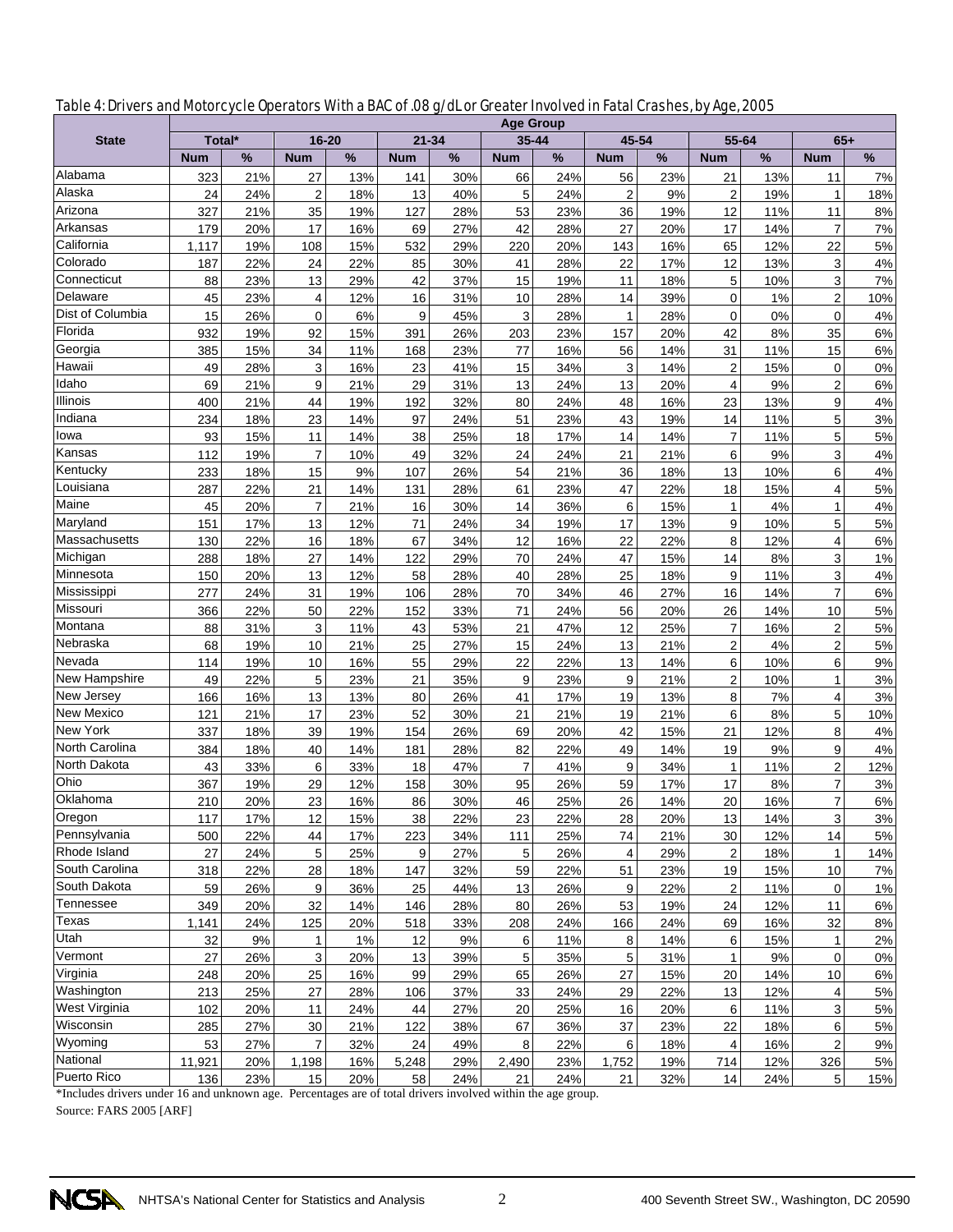Table 4: Drivers and Motorcycle Operators With a BAC of .08 g/dL or Greater Involved in Fatal Crashes, by Age, 2005

| State | Age Group | | | | | | | | | | | | | |
|---|---|---|---|---|---|---|---|---|---|---|---|---|---|---|
| | Total* | | 16-20 | | 21-34 | | 35-44 | | 45-54 | | 55-64 | | 65+ | |
| | Num | % | Num | % | Num | % | Num | % | Num | % | Num | % | Num | % |
| Alabama | 323 | 21% | 27 | 13% | 141 | 30% | 66 | 24% | 56 | 23% | 21 | 13% | 11 | 7% |
| Alaska | 24 | 24% | 2 | 18% | 13 | 40% | 5 | 24% | 2 | 9% | 2 | 19% | 1 | 18% |
| Arizona | 327 | 21% | 35 | 19% | 127 | 28% | 53 | 23% | 36 | 19% | 12 | 11% | 11 | 8% |
| Arkansas | 179 | 20% | 17 | 16% | 69 | 27% | 42 | 28% | 27 | 20% | 17 | 14% | 7 | 7% |
| California | 1,117 | 19% | 108 | 15% | 532 | 29% | 220 | 20% | 143 | 16% | 65 | 12% | 22 | 5% |
| Colorado | 187 | 22% | 24 | 22% | 85 | 30% | 41 | 28% | 22 | 17% | 12 | 13% | 3 | 4% |
| Connecticut | 88 | 23% | 13 | 29% | 42 | 37% | 15 | 19% | 11 | 18% | 5 | 10% | 3 | 7% |
| Delaware | 45 | 23% | 4 | 12% | 16 | 31% | 10 | 28% | 14 | 39% | 0 | 1% | 2 | 10% |
| Dist of Columbia | 15 | 26% | 0 | 6% | 9 | 45% | 3 | 28% | 1 | 28% | 0 | 0% | 0 | 4% |
| Florida | 932 | 19% | 92 | 15% | 391 | 26% | 203 | 23% | 157 | 20% | 42 | 8% | 35 | 6% |
| Georgia | 385 | 15% | 34 | 11% | 168 | 23% | 77 | 16% | 56 | 14% | 31 | 11% | 15 | 6% |
| Hawaii | 49 | 28% | 3 | 16% | 23 | 41% | 15 | 34% | 3 | 14% | 2 | 15% | 0 | 0% |
| Idaho | 69 | 21% | 9 | 21% | 29 | 31% | 13 | 24% | 13 | 20% | 4 | 9% | 2 | 6% |
| Illinois | 400 | 21% | 44 | 19% | 192 | 32% | 80 | 24% | 48 | 16% | 23 | 13% | 9 | 4% |
| Indiana | 234 | 18% | 23 | 14% | 97 | 24% | 51 | 23% | 43 | 19% | 14 | 11% | 5 | 3% |
| Iowa | 93 | 15% | 11 | 14% | 38 | 25% | 18 | 17% | 14 | 14% | 7 | 11% | 5 | 5% |
| Kansas | 112 | 19% | 7 | 10% | 49 | 32% | 24 | 24% | 21 | 21% | 6 | 9% | 3 | 4% |
| Kentucky | 233 | 18% | 15 | 9% | 107 | 26% | 54 | 21% | 36 | 18% | 13 | 10% | 6 | 4% |
| Louisiana | 287 | 22% | 21 | 14% | 131 | 28% | 61 | 23% | 47 | 22% | 18 | 15% | 4 | 5% |
| Maine | 45 | 20% | 7 | 21% | 16 | 30% | 14 | 36% | 6 | 15% | 1 | 4% | 1 | 4% |
| Maryland | 151 | 17% | 13 | 12% | 71 | 24% | 34 | 19% | 17 | 13% | 9 | 10% | 5 | 5% |
| Massachusetts | 130 | 22% | 16 | 18% | 67 | 34% | 12 | 16% | 22 | 22% | 8 | 12% | 4 | 6% |
| Michigan | 288 | 18% | 27 | 14% | 122 | 29% | 70 | 24% | 47 | 15% | 14 | 8% | 3 | 1% |
| Minnesota | 150 | 20% | 13 | 12% | 58 | 28% | 40 | 28% | 25 | 18% | 9 | 11% | 3 | 4% |
| Mississippi | 277 | 24% | 31 | 19% | 106 | 28% | 70 | 34% | 46 | 27% | 16 | 14% | 7 | 6% |
| Missouri | 366 | 22% | 50 | 22% | 152 | 33% | 71 | 24% | 56 | 20% | 26 | 14% | 10 | 5% |
| Montana | 88 | 31% | 3 | 11% | 43 | 53% | 21 | 47% | 12 | 25% | 7 | 16% | 2 | 5% |
| Nebraska | 68 | 19% | 10 | 21% | 25 | 27% | 15 | 24% | 13 | 21% | 2 | 4% | 2 | 5% |
| Nevada | 114 | 19% | 10 | 16% | 55 | 29% | 22 | 22% | 13 | 14% | 6 | 10% | 6 | 9% |
| New Hampshire | 49 | 22% | 5 | 23% | 21 | 35% | 9 | 23% | 9 | 21% | 2 | 10% | 1 | 3% |
| New Jersey | 166 | 16% | 13 | 13% | 80 | 26% | 41 | 17% | 19 | 13% | 8 | 7% | 4 | 3% |
| New Mexico | 121 | 21% | 17 | 23% | 52 | 30% | 21 | 21% | 19 | 21% | 6 | 8% | 5 | 10% |
| New York | 337 | 18% | 39 | 19% | 154 | 26% | 69 | 20% | 42 | 15% | 21 | 12% | 8 | 4% |
| North Carolina | 384 | 18% | 40 | 14% | 181 | 28% | 82 | 22% | 49 | 14% | 19 | 9% | 9 | 4% |
| North Dakota | 43 | 33% | 6 | 33% | 18 | 47% | 7 | 41% | 9 | 34% | 1 | 11% | 2 | 12% |
| Ohio | 367 | 19% | 29 | 12% | 158 | 30% | 95 | 26% | 59 | 17% | 17 | 8% | 7 | 3% |
| Oklahoma | 210 | 20% | 23 | 16% | 86 | 30% | 46 | 25% | 26 | 14% | 20 | 16% | 7 | 6% |
| Oregon | 117 | 17% | 12 | 15% | 38 | 22% | 23 | 22% | 28 | 20% | 13 | 14% | 3 | 3% |
| Pennsylvania | 500 | 22% | 44 | 17% | 223 | 34% | 111 | 25% | 74 | 21% | 30 | 12% | 14 | 5% |
| Rhode Island | 27 | 24% | 5 | 25% | 9 | 27% | 5 | 26% | 4 | 29% | 2 | 18% | 1 | 14% |
| South Carolina | 318 | 22% | 28 | 18% | 147 | 32% | 59 | 22% | 51 | 23% | 19 | 15% | 10 | 7% |
| South Dakota | 59 | 26% | 9 | 36% | 25 | 44% | 13 | 26% | 9 | 22% | 2 | 11% | 0 | 1% |
| Tennessee | 349 | 20% | 32 | 14% | 146 | 28% | 80 | 26% | 53 | 19% | 24 | 12% | 11 | 6% |
| Texas | 1,141 | 24% | 125 | 20% | 518 | 33% | 208 | 24% | 166 | 24% | 69 | 16% | 32 | 8% |
| Utah | 32 | 9% | 1 | 1% | 12 | 9% | 6 | 11% | 8 | 14% | 6 | 15% | 1 | 2% |
| Vermont | 27 | 26% | 3 | 20% | 13 | 39% | 5 | 35% | 5 | 31% | 1 | 9% | 0 | 0% |
| Virginia | 248 | 20% | 25 | 16% | 99 | 29% | 65 | 26% | 27 | 15% | 20 | 14% | 10 | 6% |
| Washington | 213 | 25% | 27 | 28% | 106 | 37% | 33 | 24% | 29 | 22% | 13 | 12% | 4 | 5% |
| West Virginia | 102 | 20% | 11 | 24% | 44 | 27% | 20 | 25% | 16 | 20% | 6 | 11% | 3 | 5% |
| Wisconsin | 285 | 27% | 30 | 21% | 122 | 38% | 67 | 36% | 37 | 23% | 22 | 18% | 6 | 5% |
| Wyoming | 53 | 27% | 7 | 32% | 24 | 49% | 8 | 22% | 6 | 18% | 4 | 16% | 2 | 9% |
| National | 11,921 | 20% | 1,198 | 16% | 5,248 | 29% | 2,490 | 23% | 1,752 | 19% | 714 | 12% | 326 | 5% |
| Puerto Rico | 136 | 23% | 15 | 20% | 58 | 24% | 21 | 24% | 21 | 32% | 14 | 24% | 5 | 15% |

*Includes drivers under 16 and unknown age. Percentages are of total drivers involved within the age group.

Source: FARS 2005 [ARF]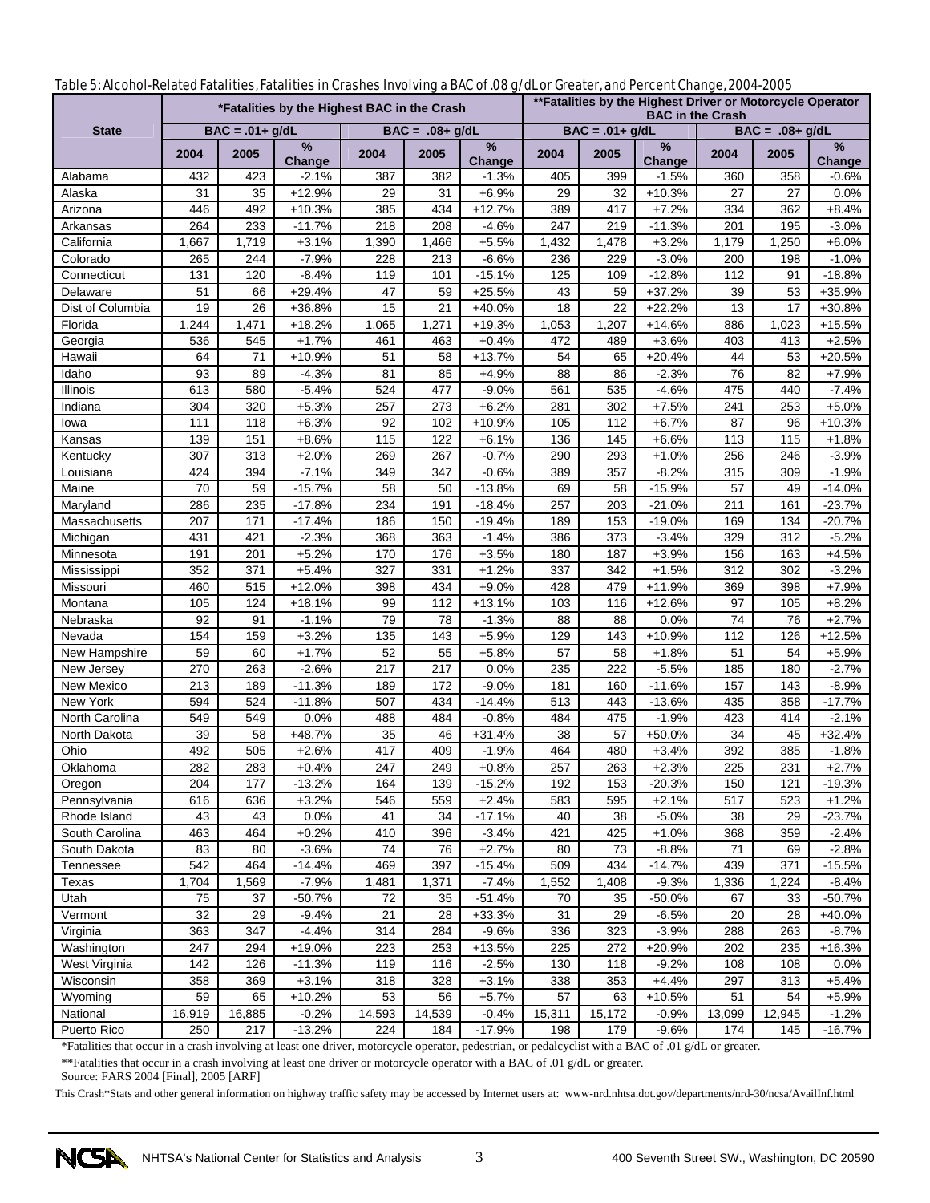Table 5: Alcohol-Related Fatalities, Fatalities in Crashes Involving a BAC of .08 g/dL or Greater, and Percent Change, 2004-2005

| State | *Fatalities by the Highest BAC in the Crash | | | | | | **Fatalities by the Highest Driver or Motorcycle Operator BAC in the Crash | | | | | |
|---|---|---|---|---|---|---|---|---|---|---|---|---|
| | BAC = .01+ g/dL | | | BAC = .08+ g/dL | | | BAC = .01+ g/dL | | | BAC = .08+ g/dL | | |
| | 2004 | 2005 | % Change | 2004 | 2005 | % Change | 2004 | 2005 | % Change | 2004 | 2005 | % Change |
| Alabama | 432 | 423 | -2.1% | 387 | 382 | -1.3% | 405 | 399 | -1.5% | 360 | 358 | -0.6% |
| Alaska | 31 | 35 | +12.9% | 29 | 31 | +6.9% | 29 | 32 | +10.3% | 27 | 27 | 0.0% |
| Arizona | 446 | 492 | +10.3% | 385 | 434 | +12.7% | 389 | 417 | +7.2% | 334 | 362 | +8.4% |
| Arkansas | 264 | 233 | -11.7% | 218 | 208 | -4.6% | 247 | 219 | -11.3% | 201 | 195 | -3.0% |
| California | 1,667 | 1,719 | +3.1% | 1,390 | 1,466 | +5.5% | 1,432 | 1,478 | +3.2% | 1,179 | 1,250 | +6.0% |
| Colorado | 265 | 244 | -7.9% | 228 | 213 | -6.6% | 236 | 229 | -3.0% | 200 | 198 | -1.0% |
| Connecticut | 131 | 120 | -8.4% | 119 | 101 | -15.1% | 125 | 109 | -12.8% | 112 | 91 | -18.8% |
| Delaware | 51 | 66 | +29.4% | 47 | 59 | +25.5% | 43 | 59 | +37.2% | 39 | 53 | +35.9% |
| Dist of Columbia | 19 | 26 | +36.8% | 15 | 21 | +40.0% | 18 | 22 | +22.2% | 13 | 17 | +30.8% |
| Florida | 1,244 | 1,471 | +18.2% | 1,065 | 1,271 | +19.3% | 1,053 | 1,207 | +14.6% | 886 | 1,023 | +15.5% |
| Georgia | 536 | 545 | +1.7% | 461 | 463 | +0.4% | 472 | 489 | +3.6% | 403 | 413 | +2.5% |
| Hawaii | 64 | 71 | +10.9% | 51 | 58 | +13.7% | 54 | 65 | +20.4% | 44 | 53 | +20.5% |
| Idaho | 93 | 89 | -4.3% | 81 | 85 | +4.9% | 88 | 86 | -2.3% | 76 | 82 | +7.9% |
| Illinois | 613 | 580 | -5.4% | 524 | 477 | -9.0% | 561 | 535 | -4.6% | 475 | 440 | -7.4% |
| Indiana | 304 | 320 | +5.3% | 257 | 273 | +6.2% | 281 | 302 | +7.5% | 241 | 253 | +5.0% |
| Iowa | 111 | 118 | +6.3% | 92 | 102 | +10.9% | 105 | 112 | +6.7% | 87 | 96 | +10.3% |
| Kansas | 139 | 151 | +8.6% | 115 | 122 | +6.1% | 136 | 145 | +6.6% | 113 | 115 | +1.8% |
| Kentucky | 307 | 313 | +2.0% | 269 | 267 | -0.7% | 290 | 293 | +1.0% | 256 | 246 | -3.9% |
| Louisiana | 424 | 394 | -7.1% | 349 | 347 | -0.6% | 389 | 357 | -8.2% | 315 | 309 | -1.9% |
| Maine | 70 | 59 | -15.7% | 58 | 50 | -13.8% | 69 | 58 | -15.9% | 57 | 49 | -14.0% |
| Maryland | 286 | 235 | -17.8% | 234 | 191 | -18.4% | 257 | 203 | -21.0% | 211 | 161 | -23.7% |
| Massachusetts | 207 | 171 | -17.4% | 186 | 150 | -19.4% | 189 | 153 | -19.0% | 169 | 134 | -20.7% |
| Michigan | 431 | 421 | -2.3% | 368 | 363 | -1.4% | 386 | 373 | -3.4% | 329 | 312 | -5.2% |
| Minnesota | 191 | 201 | +5.2% | 170 | 176 | +3.5% | 180 | 187 | +3.9% | 156 | 163 | +4.5% |
| Mississippi | 352 | 371 | +5.4% | 327 | 331 | +1.2% | 337 | 342 | +1.5% | 312 | 302 | -3.2% |
| Missouri | 460 | 515 | +12.0% | 398 | 434 | +9.0% | 428 | 479 | +11.9% | 369 | 398 | +7.9% |
| Montana | 105 | 124 | +18.1% | 99 | 112 | +13.1% | 103 | 116 | +12.6% | 97 | 105 | +8.2% |
| Nebraska | 92 | 91 | -1.1% | 79 | 78 | -1.3% | 88 | 88 | 0.0% | 74 | 76 | +2.7% |
| Nevada | 154 | 159 | +3.2% | 135 | 143 | +5.9% | 129 | 143 | +10.9% | 112 | 126 | +12.5% |
| New Hampshire | 59 | 60 | +1.7% | 52 | 55 | +5.8% | 57 | 58 | +1.8% | 51 | 54 | +5.9% |
| New Jersey | 270 | 263 | -2.6% | 217 | 217 | 0.0% | 235 | 222 | -5.5% | 185 | 180 | -2.7% |
| New Mexico | 213 | 189 | -11.3% | 189 | 172 | -9.0% | 181 | 160 | -11.6% | 157 | 143 | -8.9% |
| New York | 594 | 524 | -11.8% | 507 | 434 | -14.4% | 513 | 443 | -13.6% | 435 | 358 | -17.7% |
| North Carolina | 549 | 549 | 0.0% | 488 | 484 | -0.8% | 484 | 475 | -1.9% | 423 | 414 | -2.1% |
| North Dakota | 39 | 58 | +48.7% | 35 | 46 | +31.4% | 38 | 57 | +50.0% | 34 | 45 | +32.4% |
| Ohio | 492 | 505 | +2.6% | 417 | 409 | -1.9% | 464 | 480 | +3.4% | 392 | 385 | -1.8% |
| Oklahoma | 282 | 283 | +0.4% | 247 | 249 | +0.8% | 257 | 263 | +2.3% | 225 | 231 | +2.7% |
| Oregon | 204 | 177 | -13.2% | 164 | 139 | -15.2% | 192 | 153 | -20.3% | 150 | 121 | -19.3% |
| Pennsylvania | 616 | 636 | +3.2% | 546 | 559 | +2.4% | 583 | 595 | +2.1% | 517 | 523 | +1.2% |
| Rhode Island | 43 | 43 | 0.0% | 41 | 34 | -17.1% | 40 | 38 | -5.0% | 38 | 29 | -23.7% |
| South Carolina | 463 | 464 | +0.2% | 410 | 396 | -3.4% | 421 | 425 | +1.0% | 368 | 359 | -2.4% |
| South Dakota | 83 | 80 | -3.6% | 74 | 76 | +2.7% | 80 | 73 | -8.8% | 71 | 69 | -2.8% |
| Tennessee | 542 | 464 | -14.4% | 469 | 397 | -15.4% | 509 | 434 | -14.7% | 439 | 371 | -15.5% |
| Texas | 1,704 | 1,569 | -7.9% | 1,481 | 1,371 | -7.4% | 1,552 | 1,408 | -9.3% | 1,336 | 1,224 | -8.4% |
| Utah | 75 | 37 | -50.7% | 72 | 35 | -51.4% | 70 | 35 | -50.0% | 67 | 33 | -50.7% |
| Vermont | 32 | 29 | -9.4% | 21 | 28 | +33.3% | 31 | 29 | -6.5% | 20 | 28 | +40.0% |
| Virginia | 363 | 347 | -4.4% | 314 | 284 | -9.6% | 336 | 323 | -3.9% | 288 | 263 | -8.7% |
| Washington | 247 | 294 | +19.0% | 223 | 253 | +13.5% | 225 | 272 | +20.9% | 202 | 235 | +16.3% |
| West Virginia | 142 | 126 | -11.3% | 119 | 116 | -2.5% | 130 | 118 | -9.2% | 108 | 108 | 0.0% |
| Wisconsin | 358 | 369 | +3.1% | 318 | 328 | +3.1% | 338 | 353 | +4.4% | 297 | 313 | +5.4% |
| Wyoming | 59 | 65 | +10.2% | 53 | 56 | +5.7% | 57 | 63 | +10.5% | 51 | 54 | +5.9% |
| National | 16,919 | 16,885 | -0.2% | 14,593 | 14,539 | -0.4% | 15,311 | 15,172 | -0.9% | 13,099 | 12,945 | -1.2% |
| Puerto Rico | 250 | 217 | -13.2% | 224 | 184 | -17.9% | 198 | 179 | -9.6% | 174 | 145 | -16.7% |

*Fatalities that occur in a crash involving at least one driver, motorcycle operator, pedestrian, or pedalcyclist with a BAC of .01 g/dL or greater.

**Fatalities that occur in a crash involving at least one driver or motorcycle operator with a BAC of .01 g/dL or greater.

Source: FARS 2004 [Final], 2005 [ARF]

This Crash*Stats and other general information on highway traffic safety may be accessed by Internet users at: www-nrd.nhtsa.dot.gov/departments/nrd-30/ncsa/AvailInf.html

NHTSA's National Center for Statistics and Analysis 400 Seventh Street SW., Washington, DC 20590